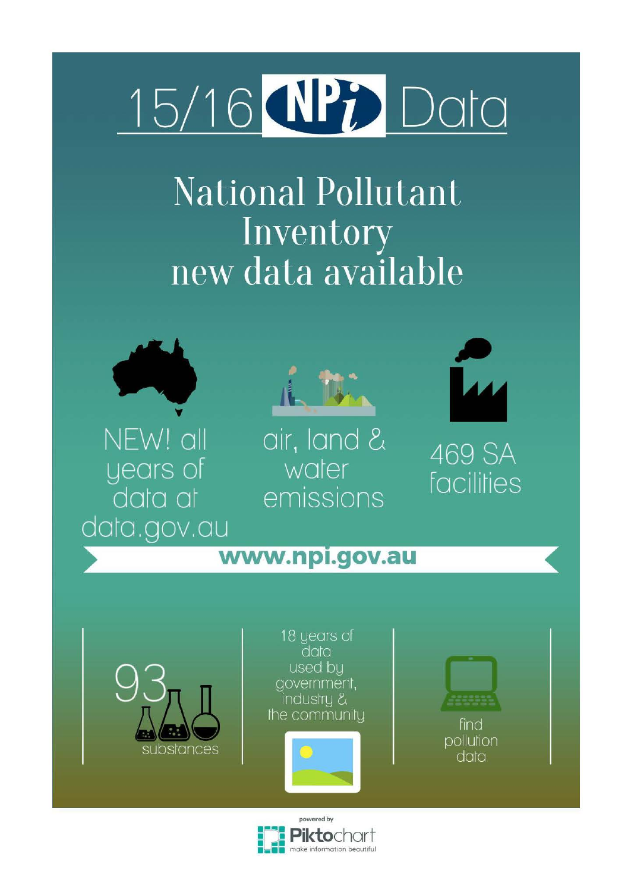# 15/16 NPi Data

## National Pollutant Inventory new data available

NEW! all years of data at data.gov.au

air, land & water emissions

469 SA facilities

**www.npi.gov.au**

93 substances

18 years of data used by government, industry & the community

find pollution data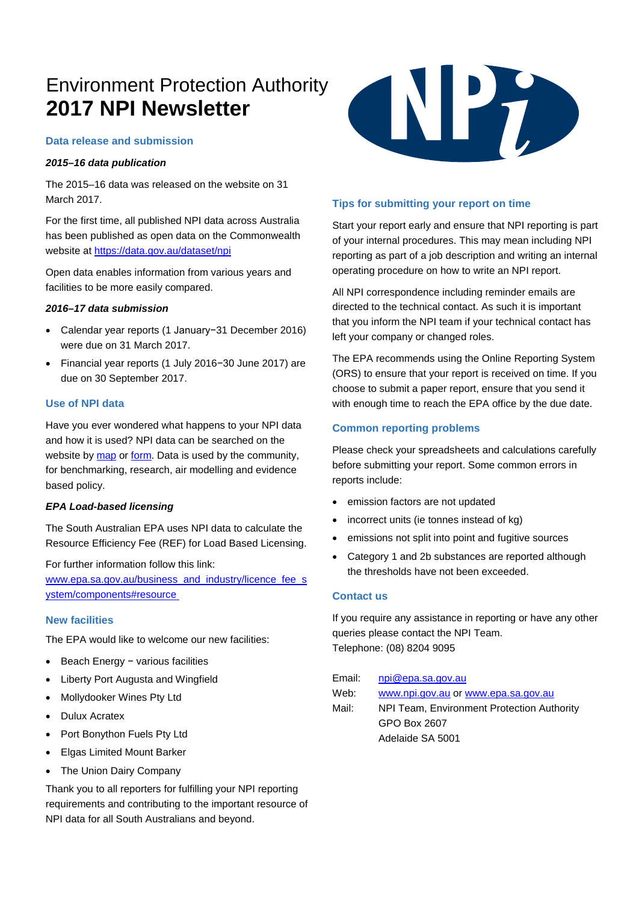# Environment Protection Authority
# **2017 NPI Newsletter**

## Data release and submission

### *2015–16 data publication*

The 2015–16 data was released on the website on 31 March 2017.

For the first time, all published NPI data across Australia has been published as open data on the Commonwealth website at [https://data.gov.au/dataset/npi](https://data.gov.au/dataset/npi)

Open data enables information from various years and facilities to be more easily compared.

### *2016–17 data submission*

- Calendar year reports (1 January−31 December 2016) were due on 31 March 2017.
- Financial year reports (1 July 2016−30 June 2017) are due on 30 September 2017.

## Use of NPI data

Have you ever wondered what happens to your NPI data and how it is used? NPI data can be searched on the website by map or form. Data is used by the community, for benchmarking, research, air modelling and evidence based policy.

### *EPA Load-based licensing*

The South Australian EPA uses NPI data to calculate the Resource Efficiency Fee (REF) for Load Based Licensing.

For further information follow this link:
www.epa.sa.gov.au/business_and_industry/licence_fee_system/components#resource

## New facilities

The EPA would like to welcome our new facilities:

- Beach Energy − various facilities
- Liberty Port Augusta and Wingfield
- Mollydooker Wines Pty Ltd
- Dulux Acratex
- Port Bonython Fuels Pty Ltd
- Elgas Limited Mount Barker
- The Union Dairy Company

Thank you to all reporters for fulfilling your NPI reporting requirements and contributing to the important resource of NPI data for all South Australians and beyond.

## Tips for submitting your report on time

Start your report early and ensure that NPI reporting is part of your internal procedures. This may mean including NPI reporting as part of a job description and writing an internal operating procedure on how to write an NPI report.

All NPI correspondence including reminder emails are directed to the technical contact. As such it is important that you inform the NPI team if your technical contact has left your company or changed roles.

The EPA recommends using the Online Reporting System (ORS) to ensure that your report is received on time. If you choose to submit a paper report, ensure that you send it with enough time to reach the EPA office by the due date.

## Common reporting problems

Please check your spreadsheets and calculations carefully before submitting your report. Some common errors in reports include:

- emission factors are not updated
- incorrect units (ie tonnes instead of kg)
- emissions not split into point and fugitive sources
- Category 1 and 2b substances are reported although the thresholds have not been exceeded.

## Contact us

If you require any assistance in reporting or have any other queries please contact the NPI Team.
Telephone: (08) 8204 9095

Email: npi@epa.sa.gov.au
Web: www.npi.gov.au or www.epa.sa.gov.au
Mail: NPI Team, Environment Protection Authority
GPO Box 2607
Adelaide SA 5001